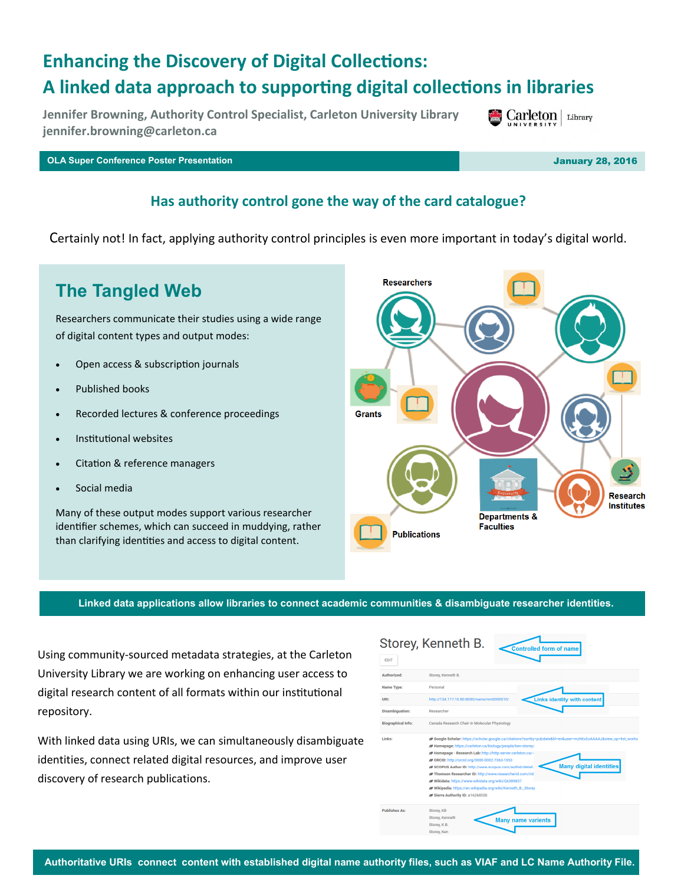# Enhancing the Discovery of Digital Collections:
# A linked data approach to supporting digital collections in libraries

**Jennifer Browning, Authority Control Specialist, Carleton University Library**
**jennifer.browning@carleton.ca**

**OLA Super Conference Poster Presentation** | **January 28, 2016**

## Has authority control gone the way of the card catalogue?

Certainly not! In fact, applying authority control principles is even more important in today's digital world.

## The Tangled Web

Researchers communicate their studies using a wide range of digital content types and output modes:

- Open access & subscription journals
- Published books
- Recorded lectures & conference proceedings
- Institutional websites
- Citation & reference managers
- Social media

Many of these output modes support various researcher identifier schemes, which can succeed in muddying, rather than clarifying identities and access to digital content.

Researchers

Grants

Publications

Departments & Faculties

Research Institutes

**Linked data applications allow libraries to connect academic communities & disambiguate researcher identities.**

Using community-sourced metadata strategies, at the Carleton University Library we are working on enhancing user access to digital research content of all formats within our institutional repository.

With linked data using URIs, we can simultaneously disambiguate identities, connect related digital resources, and improve user discovery of research publications.

Storey, Kenneth B.

EDIT

Controlled form of name

| | |
|---|---|
| Authorized: | Storey, Kenneth B. |
| Name Type: | Personal |
| URI: | http://134.117.10.80:8000/name/nm0000010/ |
| Disambiguation: | Researcher |
| Biographical Info: | Canada Research Chair in Molecular Physiology |
| Links: | Google Scholar: https://scholar.google.ca/citations?sortby=pubdate&hl=en&user=mzhKxEoAAAAJ&view_op=list_works<br>Homepage: https://carleton.ca/biology/people/ken-storey/<br>Homepage - Research Lab: http://http-server.carleton.ca/~<br>ORCID: http://orcid.org/0000-0002-7363-1853<br>SCOPUS Author ID: http://www.scopus.com/authid/detail<br>Thomson Researcher ID: http://www.researcherid.com/rid<br>Wikidata: https://www.wikidata.org/wiki/Q6389837<br>Wikipedia: https://en.wikipedia.org/wiki/Kenneth_B._Storey<br>Sierra Authority ID: a16268350 |
| Publishes As: | Storey, KB<br>Storey, Kenneth<br>Storey, K.B.<br>Storey, Ken |

Links identity with content

Many digital identities

Many name varients

**Authoritative URIs connect content with established digital name authority files, such as VIAF and LC Name Authority File.**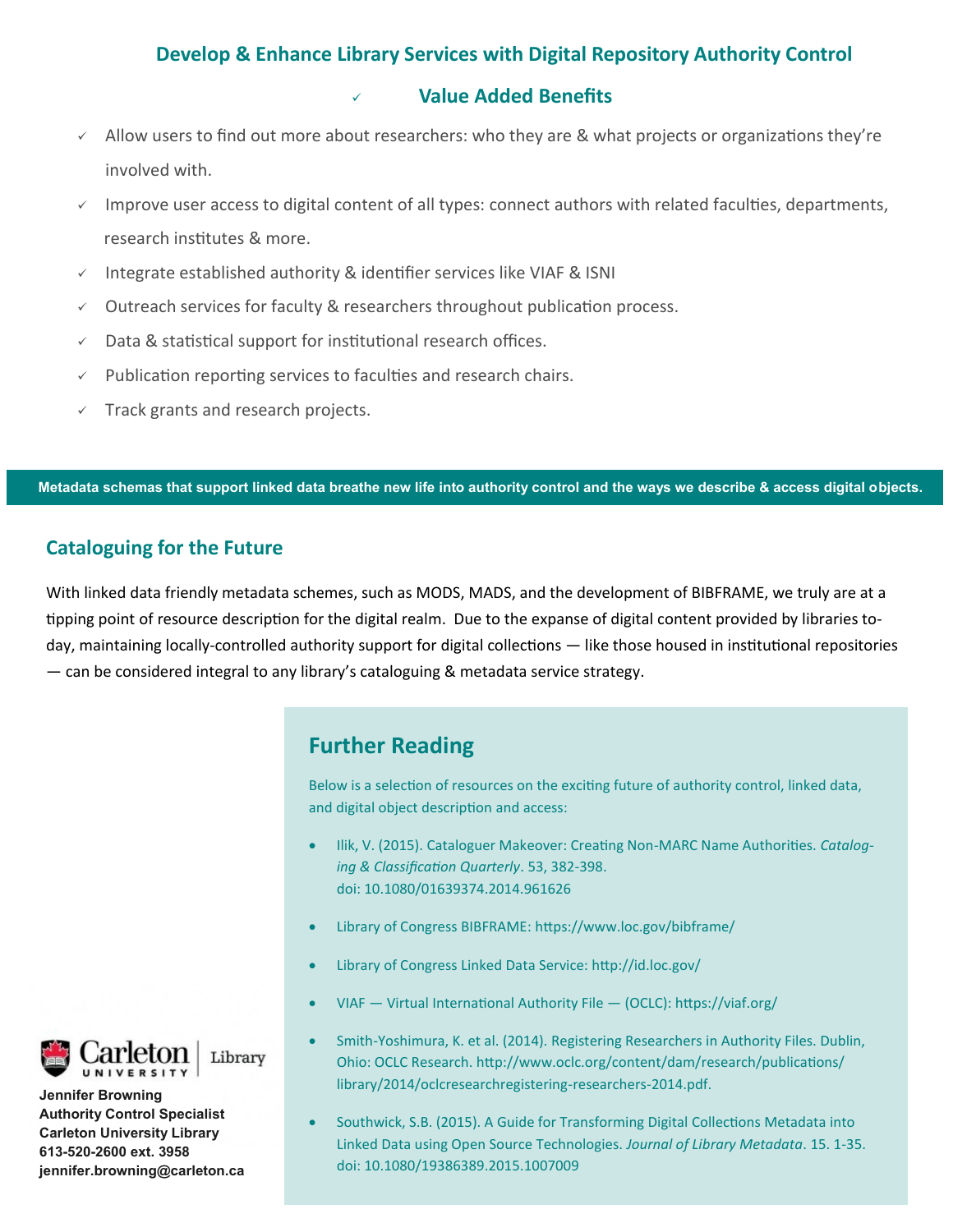## Develop & Enhance Library Services with Digital Repository Authority Control

### ✓ Value Added Benefits

- ✓ Allow users to find out more about researchers: who they are & what projects or organizations they're involved with.
- ✓ Improve user access to digital content of all types: connect authors with related faculties, departments, research institutes & more.
- ✓ Integrate established authority & identifier services like VIAF & ISNI
- ✓ Outreach services for faculty & researchers throughout publication process.
- ✓ Data & statistical support for institutional research offices.
- ✓ Publication reporting services to faculties and research chairs.
- ✓ Track grants and research projects.

**Metadata schemas that support linked data breathe new life into authority control and the ways we describe & access digital objects.**

## Cataloguing for the Future

With linked data friendly metadata schemes, such as MODS, MADS, and the development of BIBFRAME, we truly are at a tipping point of resource description for the digital realm. Due to the expanse of digital content provided by libraries today, maintaining locally-controlled authority support for digital collections — like those housed in institutional repositories — can be considered integral to any library's cataloguing & metadata service strategy.

## Further Reading

Below is a selection of resources on the exciting future of authority control, linked data, and digital object description and access:

- Ilik, V. (2015). Cataloguer Makeover: Creating Non-MARC Name Authorities. *Cataloging & Classification Quarterly*. 53, 382-398. doi: 10.1080/01639374.2014.961626
- Library of Congress BIBFRAME: https://www.loc.gov/bibframe/
- Library of Congress Linked Data Service: http://id.loc.gov/
- VIAF — Virtual International Authority File — (OCLC): https://viaf.org/
- Smith-Yoshimura, K. et al. (2014). Registering Researchers in Authority Files. Dublin, Ohio: OCLC Research. http://www.oclc.org/content/dam/research/publications/library/2014/oclcresearchregistering-researchers-2014.pdf.
- Southwick, S.B. (2015). A Guide for Transforming Digital Collections Metadata into Linked Data using Open Source Technologies. *Journal of Library Metadata*. 15. 1-35. doi: 10.1080/19386389.2015.1007009

Carleton University | Library

**Jennifer Browning**
**Authority Control Specialist**
**Carleton University Library**
**613-520-2600 ext. 3958**
**jennifer.browning@carleton.ca**